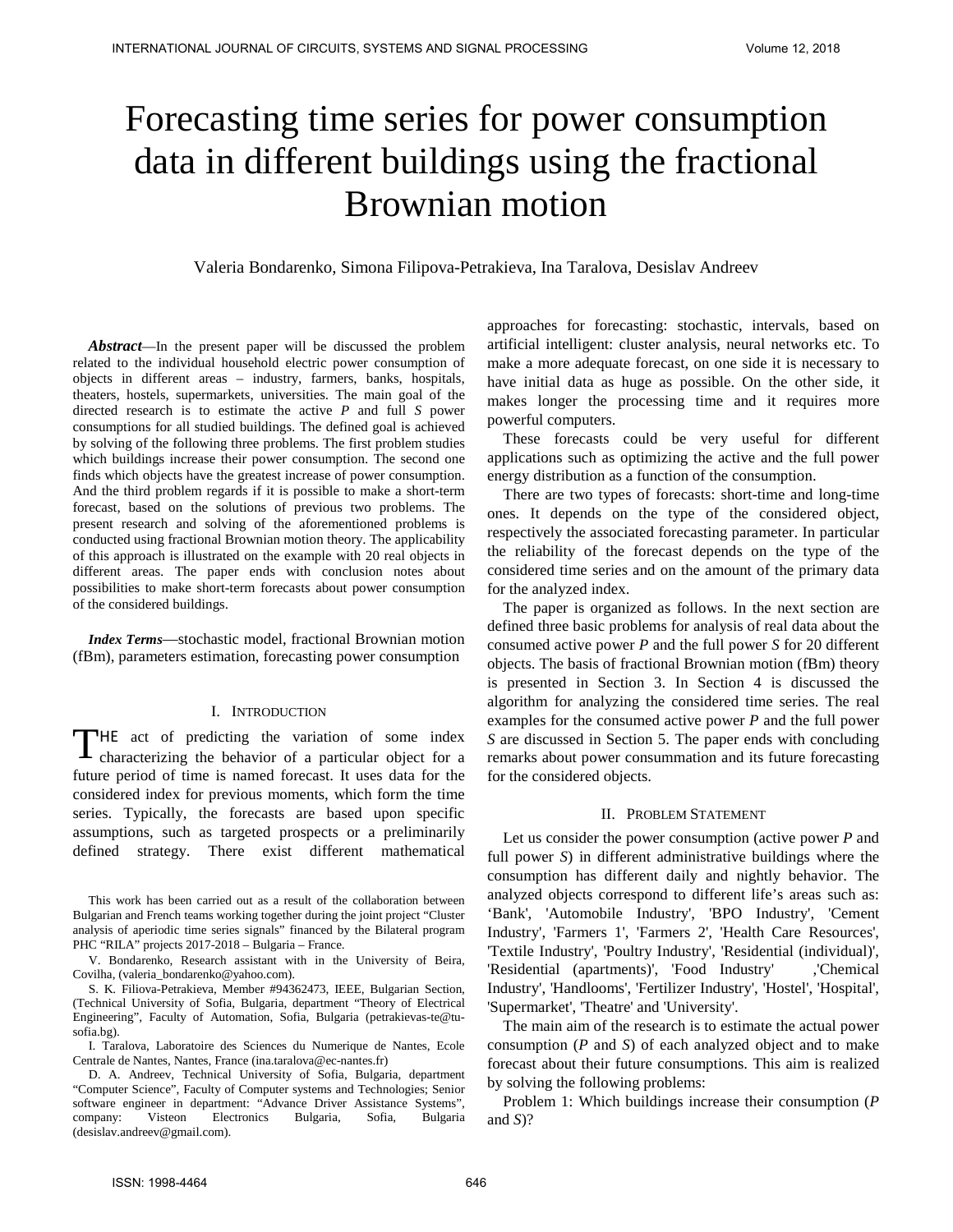# Forecasting time series for power consumption data in different buildings using the fractional Brownian motion

Valeria Bondarenko, Simona Filipova-Petrakieva, Ina Taralova, Desislav Andreev

***Abstract*****—**In the present paper will be discussed the problem related to the individual household electric power consumption of objects in different areas – industry, farmers, banks, hospitals, theaters, hostels, supermarkets, universities. The main goal of the directed research is to estimate the active $P$ and full $S$ power consumptions for all studied buildings. The defined goal is achieved by solving of the following three problems. The first problem studies which buildings increase their power consumption. The second one finds which objects have the greatest increase of power consumption. And the third problem regards if it is possible to make a short-term forecast, based on the solutions of previous two problems. The present research and solving of the aforementioned problems is conducted using fractional Brownian motion theory. The applicability of this approach is illustrated on the example with 20 real objects in different areas. The paper ends with conclusion notes about possibilities to make short-term forecasts about power consumption of the considered buildings.

***Index Terms*****—**stochastic model, fractional Brownian motion (fBm), parameters estimation, forecasting power consumption

## I. Introduction

THE act of predicting the variation of some index characterizing the behavior of a particular object for a future period of time is named forecast. It uses data for the considered index for previous moments, which form the time series. Typically, the forecasts are based upon specific assumptions, such as targeted prospects or a preliminarily defined strategy. There exist different mathematical approaches for forecasting: stochastic, intervals, based on artificial intelligent: cluster analysis, neural networks etc. To make a more adequate forecast, on one side it is necessary to have initial data as huge as possible. On the other side, it makes longer the processing time and it requires more powerful computers.

These forecasts could be very useful for different applications such as optimizing the active and the full power energy distribution as a function of the consumption.

There are two types of forecasts: short-time and long-time ones. It depends on the type of the considered object, respectively the associated forecasting parameter. In particular the reliability of the forecast depends on the type of the considered time series and on the amount of the primary data for the analyzed index.

The paper is organized as follows. In the next section are defined three basic problems for analysis of real data about the consumed active power $P$ and the full power $S$ for 20 different objects. The basis of fractional Brownian motion (fBm) theory is presented in Section 3. In Section 4 is discussed the algorithm for analyzing the considered time series. The real examples for the consumed active power $P$ and the full power $S$ are discussed in Section 5. The paper ends with concluding remarks about power consummation and its future forecasting for the considered objects.

## II. Problem Statement

Let us consider the power consumption (active power $P$ and full power $S$) in different administrative buildings where the consumption has different daily and nightly behavior. The analyzed objects correspond to different life's areas such as: 'Bank', 'Automobile Industry', 'BPO Industry', 'Cement Industry', 'Farmers 1', 'Farmers 2', 'Health Care Resources', 'Textile Industry', 'Poultry Industry', 'Residential (individual)', 'Residential (apartments)', 'Food Industry' ,'Chemical Industry', 'Handlooms', 'Fertilizer Industry', 'Hostel', 'Hospital', 'Supermarket', 'Theatre' and 'University'.

The main aim of the research is to estimate the actual power consumption ($P$ and $S$) of each analyzed object and to make forecast about their future consumptions. This aim is realized by solving the following problems:

Problem 1: Which buildings increase their consumption ($P$ and $S$)?

This work has been carried out as a result of the collaboration between Bulgarian and French teams working together during the joint project "Cluster analysis of aperiodic time series signals" financed by the Bilateral program PHC "RILA" projects 2017-2018 – Bulgaria – France.

V. Bondarenko, Research assistant with in the University of Beira, Covilha, (valeria_bondarenko@yahoo.com).

S. K. Filiova-Petrakieva, Member #94362473, IEEE, Bulgarian Section, (Technical University of Sofia, Bulgaria, department "Theory of Electrical Engineering", Faculty of Automation, Sofia, Bulgaria (petrakievas-te@tu-sofia.bg).

I. Taralova, Laboratoire des Sciences du Numerique de Nantes, Ecole Centrale de Nantes, Nantes, France (ina.taralova@ec-nantes.fr)

D. A. Andreev, Technical University of Sofia, Bulgaria, department "Computer Science", Faculty of Computer systems and Technologies; Senior software engineer in department: "Advance Driver Assistance Systems", company: Visteon Electronics Bulgaria, Sofia, Bulgaria (desislav.andreev@gmail.com).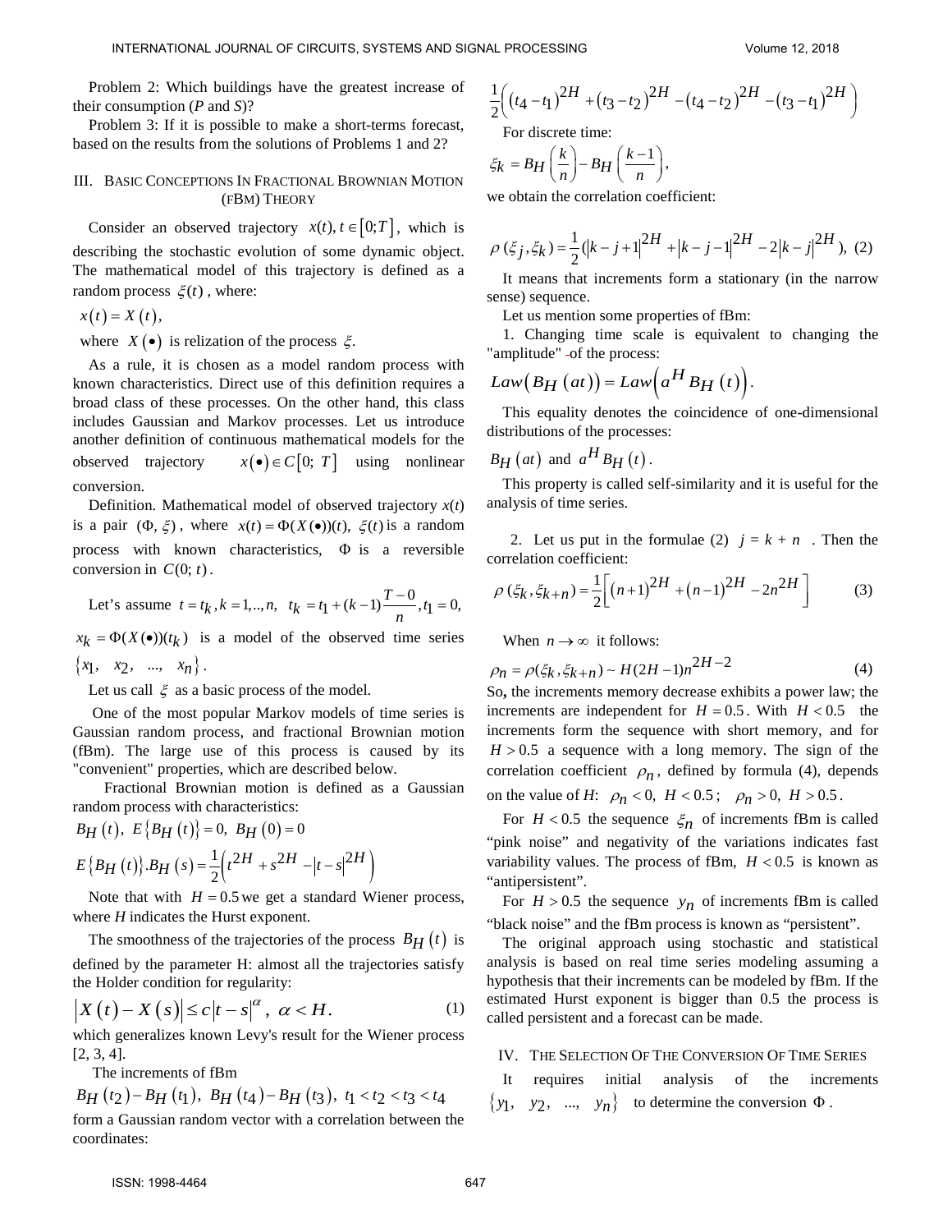Problem 2: Which buildings have the greatest increase of their consumption (*P* and *S*)?

Problem 3: If it is possible to make a short-terms forecast, based on the results from the solutions of Problems 1 and 2?

## III. Basic Conceptions In Fractional Brownian Motion (fBm) Theory

Consider an observed trajectory $x(t), t \in [0;T]$, which is describing the stochastic evolution of some dynamic object. The mathematical model of this trajectory is defined as a random process $\xi(t)$, where:

$$x(t) = X(t),$$

where $X(\bullet)$ is relization of the process $\xi$.

As a rule, it is chosen as a model random process with known characteristics. Direct use of this definition requires a broad class of these processes. On the other hand, this class includes Gaussian and Markov processes. Let us introduce another definition of continuous mathematical models for the observed trajectory $x(\bullet) \in C[0;\ T]$ using nonlinear conversion.

Definition. Mathematical model of observed trajectory $x(t)$ is a pair $(\Phi, \xi)$, where $x(t) = \Phi(X(\bullet))(t)$, $\xi(t)$ is a random process with known characteristics, $\Phi$ is a reversible conversion in $C(0;t)$.

Let's assume $t = t_k, k = 1,..,n,\ t_k = t_1 + (k-1)\dfrac{T-0}{n}, t_1 = 0,$

$x_k = \Phi(X(\bullet))(t_k)$ is a model of the observed time series $\{x_1,\ x_2,\ ...,\ x_n\}$.

Let us call $\xi$ as a basic process of the model.

One of the most popular Markov models of time series is Gaussian random process, and fractional Brownian motion (fBm). The large use of this process is caused by its "convenient" properties, which are described below.

Fractional Brownian motion is defined as a Gaussian random process with characteristics:

$$B_H(t),\ E\{B_H(t)\} = 0,\ B_H(0) = 0$$

$$E\{B_H(t)\}.B_H(s) = \frac{1}{2}\left(t^{2H} + s^{2H} - |t-s|^{2H}\right)$$

Note that with $H = 0.5$ we get a standard Wiener process, where *H* indicates the Hurst exponent.

The smoothness of the trajectories of the process $B_H(t)$ is defined by the parameter H: almost all the trajectories satisfy the Holder condition for regularity:

$$\left|X(t) - X(s)\right| \le c\left|t-s\right|^{\alpha},\ \alpha < H. \tag{1}$$

which generalizes known Levy's result for the Wiener process [2, 3, 4].

The increments of fBm

$B_H(t_2) - B_H(t_1),\ B_H(t_4) - B_H(t_3),\ t_1 < t_2 < t_3 < t_4$

form a Gaussian random vector with a correlation between the coordinates:

$$\frac{1}{2}\left((t_4 - t_1)^{2H} + (t_3 - t_2)^{2H} - (t_4 - t_2)^{2H} - (t_3 - t_1)^{2H}\right)$$

For discrete time:

$$\xi_k = B_H\left(\frac{k}{n}\right) - B_H\left(\frac{k-1}{n}\right),$$

we obtain the correlation coefficient:

$$\rho(\xi_j, \xi_k) = \frac{1}{2}\left(|k-j+1|^{2H} + |k-j-1|^{2H} - 2|k-j|^{2H}\right), \tag{2}$$

It means that increments form a stationary (in the narrow sense) sequence.

Let us mention some properties of fBm:

1. Changing time scale is equivalent to changing the "amplitude" of the process:

$$Law\left(B_H(at)\right) = Law\left(a^H B_H(t)\right).$$

This equality denotes the coincidence of one-dimensional distributions of the processes:

$B_H(at)$ and $a^H B_H(t)$.

This property is called self-similarity and it is useful for the analysis of time series.

2. Let us put in the formulae (2) $j = k + n$. Then the correlation coefficient:

$$\rho(\xi_k, \xi_{k+n}) = \frac{1}{2}\left[(n+1)^{2H} + (n-1)^{2H} - 2n^{2H}\right] \tag{3}$$

When $n \to \infty$ it follows:

$$\rho_n = \rho(\xi_k, \xi_{k+n}) \sim H(2H-1)n^{2H-2} \tag{4}$$

So**,** the increments memory decrease exhibits a power law; the increments are independent for $H = 0.5$. With $H < 0.5$ the increments form the sequence with short memory, and for $H > 0.5$ a sequence with a long memory. The sign of the correlation coefficient $\rho_n$, defined by formula (4), depends on the value of *H*: $\rho_n < 0,\ H < 0.5$; $\rho_n > 0,\ H > 0.5$.

For $H < 0.5$ the sequence $\xi_n$ of increments fBm is called "pink noise" and negativity of the variations indicates fast variability values. The process of fBm, $H < 0.5$ is known as "antipersistent".

For $H > 0.5$ the sequence $y_n$ of increments fBm is called "black noise" and the fBm process is known as "persistent".

The original approach using stochastic and statistical analysis is based on real time series modeling assuming a hypothesis that their increments can be modeled by fBm. If the estimated Hurst exponent is bigger than 0.5 the process is called persistent and a forecast can be made.

## IV. The Selection Of The Conversion Of Time Series

It requires initial analysis of the increments $\{y_1,\ y_2,\ ...,\ y_n\}$ to determine the conversion $\Phi$.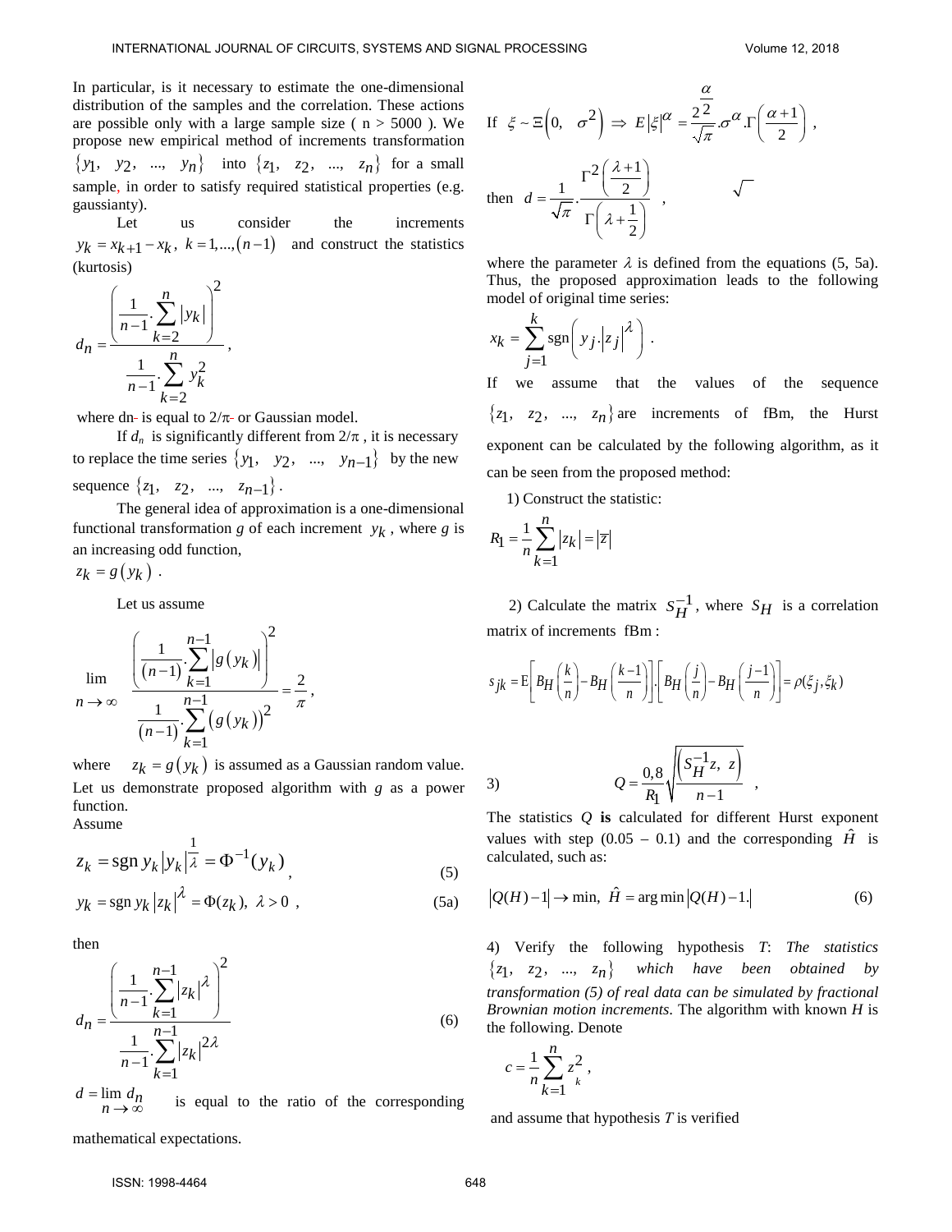In particular, is it necessary to estimate the one-dimensional distribution of the samples and the correlation. These actions are possible only with a large sample size ( n > 5000 ). We propose new empirical method of increments transformation $\{y_1, \ y_2, \ ..., \ y_n\}$ into $\{z_1, \ z_2, \ ..., \ z_n\}$ for a small sample, in order to satisfy required statistical properties (e.g. gaussianty).

Let us consider the increments $y_k = x_{k+1} - x_k, \ k = 1,...,(n-1)$ and construct the statistics (kurtosis)

$$d_n = \frac{\left(\frac{1}{n-1}.\sum_{k=2}^{n}|y_k|\right)^2}{\frac{1}{n-1}.\sum_{k=2}^{n}y_k^2},$$

where dn- is equal to $2/\pi$- or Gaussian model.

If $d_n$ is significantly different from $2/\pi$ , it is necessary to replace the time series $\{y_1, \ y_2, \ ..., \ y_{n-1}\}$ by the new sequence $\{z_1, \ z_2, \ ..., \ z_{n-1}\}$.

The general idea of approximation is a one-dimensional functional transformation *g* of each increment $y_k$ , where *g* is an increasing odd function,

$z_k = g(y_k)$ .

Let us assume

$$\lim_{n\to\infty} \frac{\left(\frac{1}{(n-1)}.\sum_{k=1}^{n-1}|g(y_k)|\right)^2}{\frac{1}{(n-1)}.\sum_{k=1}^{n-1}(g(y_k))^2} = \frac{2}{\pi},$$

where $z_k = g(y_k)$ is assumed as a Gaussian random value. Let us demonstrate proposed algorithm with *g* as a power function.

Assume

$$z_k = \operatorname{sgn} y_k |y_k|^{\frac{1}{\lambda}} = \Phi^{-1}(y_k) \tag{5}$$

$$y_k = \operatorname{sgn} y_k |z_k|^{\lambda} = \Phi(z_k), \ \lambda > 0 \ , \tag{5a}$$

then

$$d_n = \frac{\left(\frac{1}{n-1}.\sum_{k=1}^{n-1}|z_k|^{\lambda}\right)^2}{\frac{1}{n-1}.\sum_{k=1}^{n-1}|z_k|^{2\lambda}} \tag{6}$$

$d = \lim_{n\to\infty} d_n$ is equal to the ratio of the corresponding mathematical expectations.

If $\xi \sim \Xi(0, \ \sigma^2) \Rightarrow E|\xi|^{\alpha} = \frac{2^{\frac{\alpha}{2}}}{\sqrt{\pi}}.\sigma^{\alpha}.\Gamma\left(\frac{\alpha+1}{2}\right)$ ,

then $d = \frac{1}{\sqrt{\pi}}.\frac{\Gamma^2\left(\frac{\lambda+1}{2}\right)}{\Gamma\left(\lambda+\frac{1}{2}\right)}$ ,

where the parameter $\lambda$ is defined from the equations (5, 5a). Thus, the proposed approximation leads to the following model of original time series:

$$x_k = \sum_{j=1}^{k} \operatorname{sgn}\left(y_j.|z_j|^{\lambda}\right).$$

If we assume that the values of the sequence $\{z_1, \ z_2, \ ..., \ z_n\}$ are increments of fBm, the Hurst exponent can be calculated by the following algorithm, as it can be seen from the proposed method:

1) Construct the statistic:

$$R_1 = \frac{1}{n}\sum_{k=1}^{n}|z_k| = |\overline{z}|$$

2) Calculate the matrix $S_H^{-1}$, where $S_H$ is a correlation matrix of increments fBm :

$$s_{jk} = \mathrm{E}\left[B_H\left(\frac{k}{n}\right) - B_H\left(\frac{k-1}{n}\right)\right].\left[B_H\left(\frac{j}{n}\right) - B_H\left(\frac{j-1}{n}\right)\right] = \rho(\xi_j, \xi_k)$$

3) $$Q = \frac{0{,}8}{R_1}\sqrt{\frac{\left(S_H^{-1}z, \ z\right)}{n-1}} \ ,$$

The statistics *Q* **is** calculated for different Hurst exponent values with step (0.05 – 0.1) and the corresponding $\hat{H}$ is calculated, such as:

$$|Q(H)-1| \to \min, \ \hat{H} = \arg\min|Q(H)-1.| \tag{6}$$

4) Verify the following hypothesis *T*: *The statistics* $\{z_1, \ z_2, \ ..., \ z_n\}$ *which have been obtained by transformation (5) of real data can be simulated by fractional Brownian motion increments*. The algorithm with known *H* is the following. Denote

$$c = \frac{1}{n}\sum_{k=1}^{n} z_k^2,$$

and assume that hypothesis *T* is verified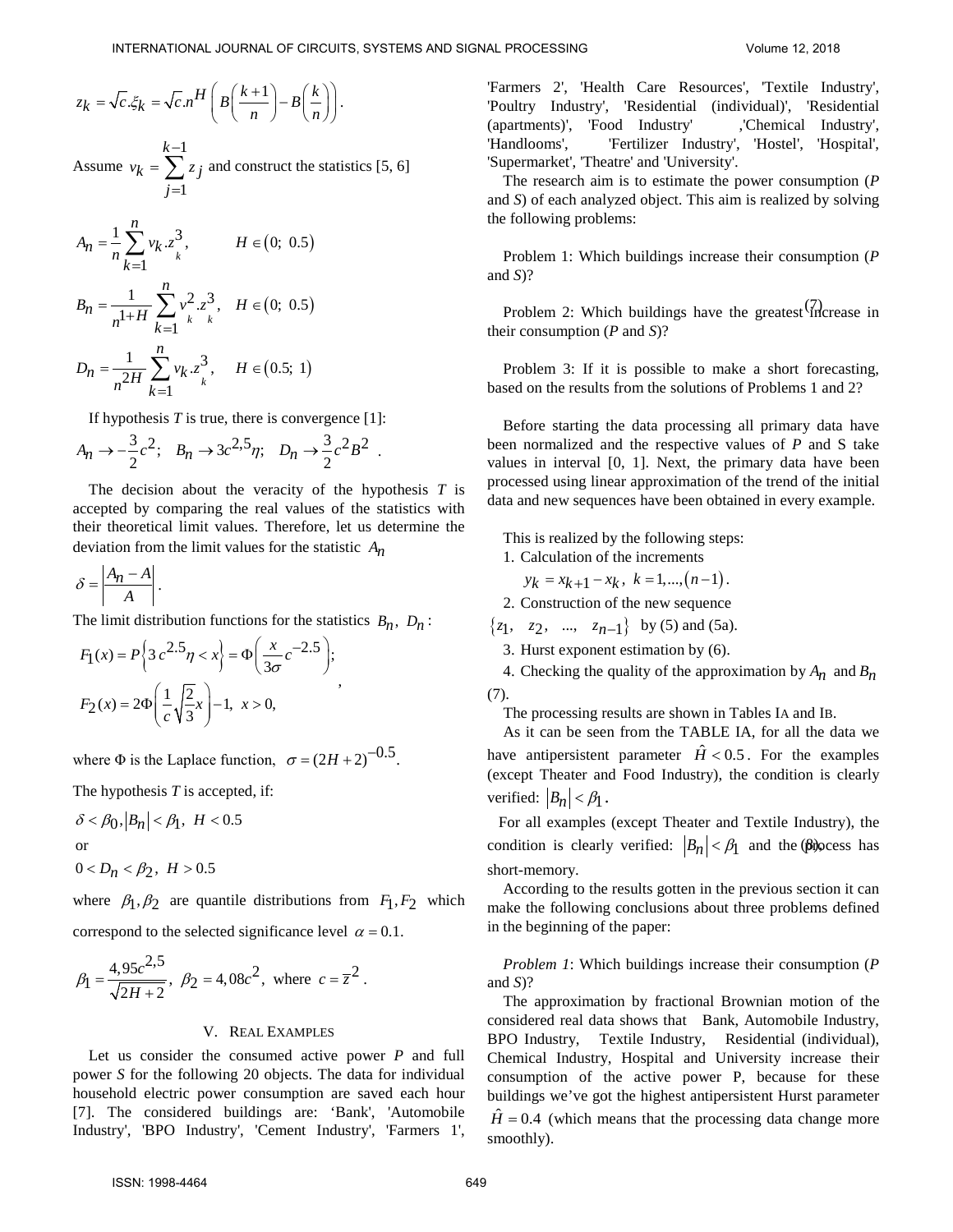$$z_k = \sqrt{c}.\xi_k = \sqrt{c}.n^H \left( B\left(\frac{k+1}{n}\right) - B\left(\frac{k}{n}\right) \right).$$

Assume $v_k = \sum_{j=1}^{k-1} z_j$ and construct the statistics [5, 6]

$$A_n = \frac{1}{n}\sum_{k=1}^{n} v_k . z_k^3, \qquad H \in (0;\ 0.5)$$

$$B_n = \frac{1}{n^{1+H}}\sum_{k=1}^{n} v_k^2 . z_k^3, \quad H \in (0;\ 0.5) \tag{7}$$

$$D_n = \frac{1}{n^{2H}}\sum_{k=1}^{n} v_k . z_k^3, \quad H \in (0.5;\ 1)$$

If hypothesis $T$ is true, there is convergence [1]:

$$A_n \to -\frac{3}{2}c^2; \quad B_n \to 3c^{2,5}\eta; \quad D_n \to \frac{3}{2}c^2 B^2 \ .$$

The decision about the veracity of the hypothesis $T$ is accepted by comparing the real values of the statistics with their theoretical limit values. Therefore, let us determine the deviation from the limit values for the statistic $A_n$

$$\delta = \left| \frac{A_n - A}{A} \right|.$$

The limit distribution functions for the statistics $B_n,\ D_n$:

$$F_1(x) = P\left\{3\,c^{2.5}\eta < x\right\} = \Phi\left(\frac{x}{3\sigma}c^{-2.5}\right);$$
$$F_2(x) = 2\Phi\left(\frac{1}{c}\sqrt{\frac{2}{3}}x\right) - 1, \ x > 0, \tag{8}$$

where Φ is the Laplace function, $\sigma = (2H+2)^{-0.5}$.

The hypothesis $T$ is accepted, if:

$\delta < \beta_0, |B_n| < \beta_1, \ H < 0.5$

or

$0 < D_n < \beta_2, \ H > 0.5$

where $\beta_1, \beta_2$ are quantile distributions from $F_1, F_2$ which correspond to the selected significance level $\alpha = 0.1$.

$$\beta_1 = \frac{4,95c^{2,5}}{\sqrt{2H+2}}, \ \beta_2 = 4,08c^2, \ \text{where } c = \overline{z}^2 .$$

## V. Real Examples

Let us consider the consumed active power $P$ and full power $S$ for the following 20 objects. The data for individual household electric power consumption are saved each hour [7]. The considered buildings are: 'Bank', 'Automobile Industry', 'BPO Industry', 'Cement Industry', 'Farmers 1', 'Farmers 2', 'Health Care Resources', 'Textile Industry', 'Poultry Industry', 'Residential (individual)', 'Residential (apartments)', 'Food Industry' ,'Chemical Industry', 'Handlooms', 'Fertilizer Industry', 'Hostel', 'Hospital', 'Supermarket', 'Theatre' and 'University'.

The research aim is to estimate the power consumption ($P$ and $S$) of each analyzed object. This aim is realized by solving the following problems:

Problem 1: Which buildings increase their consumption ($P$ and $S$)?

Problem 2: Which buildings have the greatest increase in their consumption ($P$ and $S$)?

Problem 3: If it is possible to make a short forecasting, based on the results from the solutions of Problems 1 and 2?

Before starting the data processing all primary data have been normalized and the respective values of $P$ and S take values in interval [0, 1]. Next, the primary data have been processed using linear approximation of the trend of the initial data and new sequences have been obtained in every example.

This is realized by the following steps:

1. Calculation of the increments
   $y_k = x_{k+1} - x_k, \ k = 1,...,(n-1)$.
2. Construction of the new sequence
   $\{z_1, \ z_2, \ ..., \ z_{n-1}\}$ by (5) and (5a).
3. Hurst exponent estimation by (6).
4. Checking the quality of the approximation by $A_n$ and $B_n$ (7).

The processing results are shown in Tables IA and IB.

As it can be seen from the TABLE IA, for all the data we have antipersistent parameter $\hat{H} < 0.5$. For the examples (except Theater and Food Industry), the condition is clearly verified: $|B_n| < \beta_1$.

For all examples (except Theater and Textile Industry), the condition is clearly verified: $|B_n| < \beta_1$ and the process has short-memory.

According to the results gotten in the previous section it can make the following conclusions about three problems defined in the beginning of the paper:

*Problem 1*: Which buildings increase their consumption ($P$ and $S$)?

The approximation by fractional Brownian motion of the considered real data shows that Bank, Automobile Industry, BPO Industry, Textile Industry, Residential (individual), Chemical Industry, Hospital and University increase their consumption of the active power P, because for these buildings we've got the highest antipersistent Hurst parameter $\hat{H} = 0.4$ (which means that the processing data change more smoothly).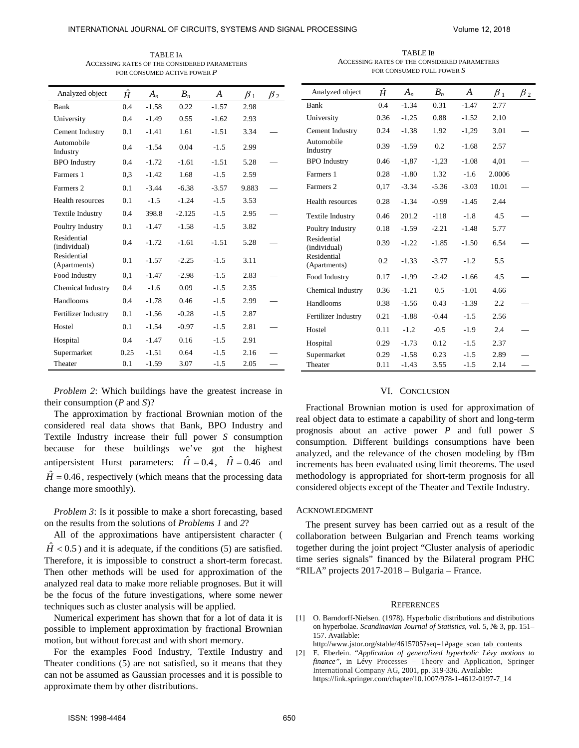TABLE IA
ACCESSING RATES OF THE CONSIDERED PARAMETERS FOR CONSUMED ACTIVE POWER $P$

| Analyzed object | $\hat{H}$ | $A_n$ | $B_n$ | $A$ | $\beta_1$ | $\beta_2$ |
|---|---|---|---|---|---|---|
| Bank | 0.4 | -1.58 | 0.22 | -1.57 | 2.98 | |
| University | 0.4 | -1.49 | 0.55 | -1.62 | 2.93 | |
| Cement Industry | 0.1 | -1.41 | 1.61 | -1.51 | 3.34 | — |
| Automobile Industry | 0.4 | -1.54 | 0.04 | -1.5 | 2.99 | |
| BPO Industry | 0.4 | -1.72 | -1.61 | -1.51 | 5.28 | — |
| Farmers 1 | 0,3 | -1.42 | 1.68 | -1.5 | 2.59 | |
| Farmers 2 | 0.1 | -3.44 | -6.38 | -3.57 | 9.883 | — |
| Health resources | 0.1 | -1.5 | -1.24 | -1.5 | 3.53 | |
| Textile Industry | 0.4 | 398.8 | -2.125 | -1.5 | 2.95 | — |
| Poultry Industry | 0.1 | -1.47 | -1.58 | -1.5 | 3.82 | |
| Residential (individual) | 0.4 | -1.72 | -1.61 | -1.51 | 5.28 | — |
| Residential (Apartments) | 0.1 | -1.57 | -2.25 | -1.5 | 3.11 | |
| Food Industry | 0,1 | -1.47 | -2.98 | -1.5 | 2.83 | — |
| Chemical Industry | 0.4 | -1.6 | 0.09 | -1.5 | 2.35 | |
| Handlooms | 0.4 | -1.78 | 0.46 | -1.5 | 2.99 | — |
| Fertilizer Industry | 0.1 | -1.56 | -0.28 | -1.5 | 2.87 | |
| Hostel | 0.1 | -1.54 | -0.97 | -1.5 | 2.81 | — |
| Hospital | 0.4 | -1.47 | 0.16 | -1.5 | 2.91 | |
| Supermarket | 0.25 | -1.51 | 0.64 | -1.5 | 2.16 | — |
| Theater | 0.1 | -1.59 | 3.07 | -1.5 | 2.05 | — |

TABLE IB
ACCESSING RATES OF THE CONSIDERED PARAMETERS FOR CONSUMED FULL POWER $S$

| Analyzed object | $\hat{H}$ | $A_n$ | $B_n$ | $A$ | $\beta_1$ | $\beta_2$ |
|---|---|---|---|---|---|---|
| Bank | 0.4 | -1.34 | 0.31 | -1.47 | 2.77 | |
| University | 0.36 | -1.25 | 0.88 | -1.52 | 2.10 | |
| Cement Industry | 0.24 | -1.38 | 1.92 | -1,29 | 3.01 | — |
| Automobile Industry | 0.39 | -1.59 | 0.2 | -1.68 | 2.57 | |
| BPO Industry | 0.46 | -1,87 | -1,23 | -1.08 | 4,01 | — |
| Farmers 1 | 0.28 | -1.80 | 1.32 | -1.6 | 2.0006 | |
| Farmers 2 | 0,17 | -3.34 | -5.36 | -3.03 | 10.01 | — |
| Health resources | 0.28 | -1.34 | -0.99 | -1.45 | 2.44 | |
| Textile Industry | 0.46 | 201.2 | -118 | -1.8 | 4.5 | — |
| Poultry Industry | 0.18 | -1.59 | -2.21 | -1.48 | 5.77 | |
| Residential (individual) | 0.39 | -1.22 | -1.85 | -1.50 | 6.54 | — |
| Residential (Apartments) | 0.2 | -1.33 | -3.77 | -1.2 | 5.5 | |
| Food Industry | 0.17 | -1.99 | -2.42 | -1.66 | 4.5 | — |
| Chemical Industry | 0.36 | -1.21 | 0.5 | -1.01 | 4.66 | |
| Handlooms | 0.38 | -1.56 | 0.43 | -1.39 | 2.2 | — |
| Fertilizer Industry | 0.21 | -1.88 | -0.44 | -1.5 | 2.56 | |
| Hostel | 0.11 | -1.2 | -0.5 | -1.9 | 2.4 | — |
| Hospital | 0.29 | -1.73 | 0.12 | -1.5 | 2.37 | |
| Supermarket | 0.29 | -1.58 | 0.23 | -1.5 | 2.89 | — |
| Theater | 0.11 | -1.43 | 3.55 | -1.5 | 2.14 | — |

*Problem 2*: Which buildings have the greatest increase in their consumption ($P$ and $S$)?

The approximation by fractional Brownian motion of the considered real data shows that Bank, BPO Industry and Textile Industry increase their full power $S$ consumption because for these buildings we've got the highest antipersistent Hurst parameters: $\hat{H} = 0.4$, $\hat{H} = 0.46$ and $\hat{H} = 0.46$, respectively (which means that the processing data change more smoothly).

*Problem 3*: Is it possible to make a short forecasting, based on the results from the solutions of *Problems 1* and *2*?

All of the approximations have antipersistent character ($\hat{H} < 0.5$) and it is adequate, if the conditions (5) are satisfied. Therefore, it is impossible to construct a short-term forecast. Then other methods will be used for approximation of the analyzed real data to make more reliable prognoses. But it will be the focus of the future investigations, where some newer techniques such as cluster analysis will be applied.

Numerical experiment has shown that for a lot of data it is possible to implement approximation by fractional Brownian motion, but without forecast and with short memory.

For the examples Food Industry, Textile Industry and Theater conditions (5) are not satisfied, so it means that they can not be assumed as Gaussian processes and it is possible to approximate them by other distributions.

## VI. CONCLUSION

Fractional Brownian motion is used for approximation of real object data to estimate a capability of short and long-term prognosis about an active power $P$ and full power $S$ consumption. Different buildings consumptions have been analyzed, and the relevance of the chosen modeling by fBm increments has been evaluated using limit theorems. The used methodology is appropriated for short-term prognosis for all considered objects except of the Theater and Textile Industry.

### ACKNOWLEDGMENT

The present survey has been carried out as a result of the collaboration between Bulgarian and French teams working together during the joint project "Cluster analysis of aperiodic time series signals" financed by the Bilateral program PHC "RILA" projects 2017-2018 – Bulgaria – France.

## REFERENCES

[1] O. Barndorff-Nielsen. (1978). Hyperbolic distributions and distributions on hyperbolae. *Scandinavian Journal of Statistics*, vol. 5, № 3, pp. 151–157. Available: http://www.jstor.org/stable/4615705?seq=1#page_scan_tab_contents

[2] E. Eberlein. "*Application of generalized hyperbolic Lévy motions to finance*", in Lévy Processes – Theory and Application, Springer International Company AG, 2001, pp. 319-336. Available: https://link.springer.com/chapter/10.1007/978-1-4612-0197-7_14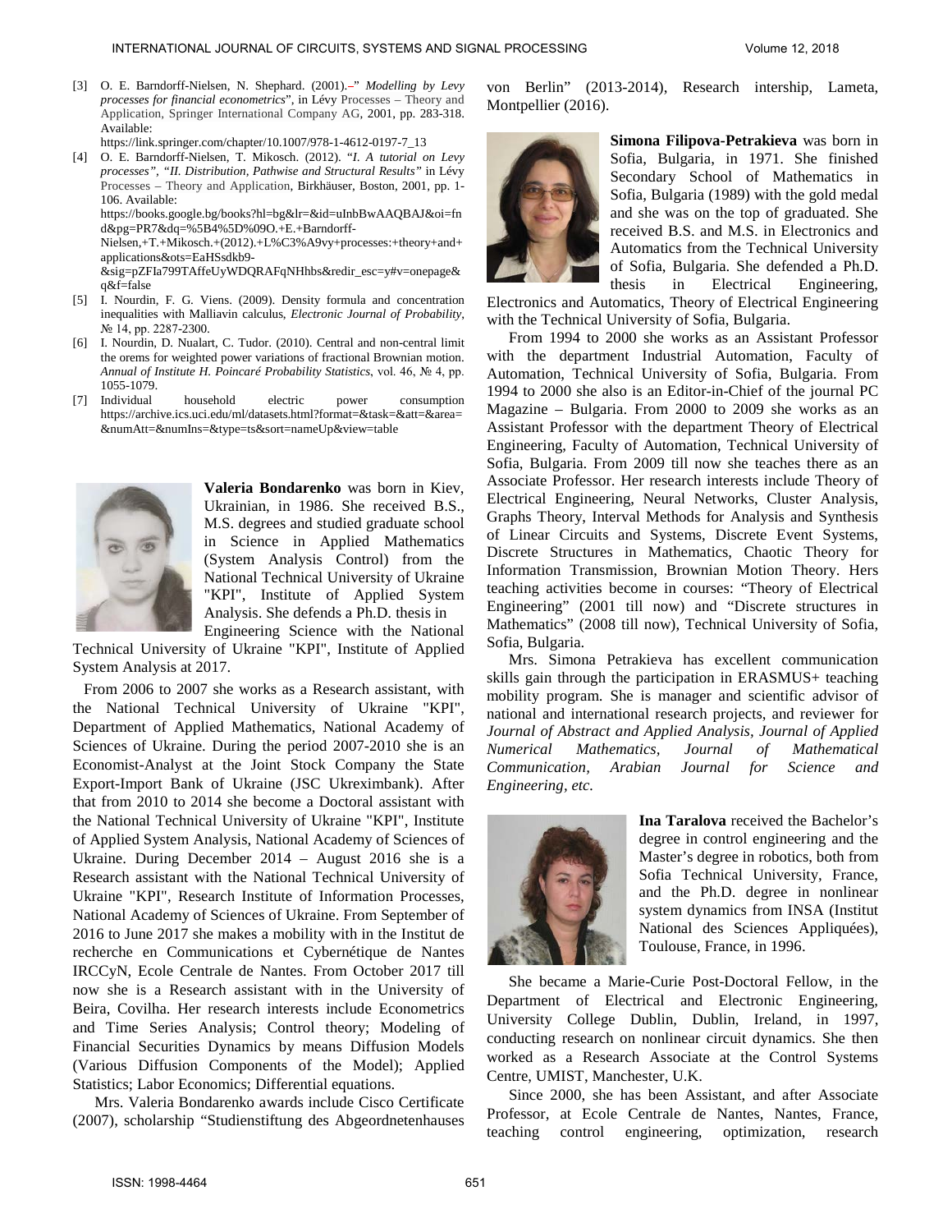[3] O. E. Barndorff-Nielsen, N. Shephard. (2001).–" *Modelling by Levy processes for financial econometrics*", in Lévy Processes – Theory and Application, Springer International Company AG, 2001, pp. 283-318. Available: https://link.springer.com/chapter/10.1007/978-1-4612-0197-7_13

[4] O. E. Barndorff-Nielsen, T. Mikosch. (2012). "*I. A tutorial on Levy processes", "II. Distribution, Pathwise and Structural Results"* in Lévy Processes – Theory and Application, Birkhäuser, Boston, 2001, pp. 1-106. Available: https://books.google.bg/books?hl=bg&lr=&id=uInbBwAAQBAJ&oi=fnd&pg=PR7&dq=%5B4%5D%09O.+E.+Barndorff-Nielsen,+T.+Mikosch.+(2012).+L%C3%A9vy+processes:+theory+and+applications&ots=EaHSsdkb9-&sig=pZFIa799TAffeUyWDQRAFqNHhbs&redir_esc=y#v=onepage&q&f=false

[5] I. Nourdin, F. G. Viens. (2009). Density formula and concentration inequalities with Malliavin calculus, *Electronic Journal of Probability*, № 14, pp. 2287-2300.

[6] I. Nourdin, D. Nualart, C. Tudor. (2010). Central and non-central limit the orems for weighted power variations of fractional Brownian motion. *Annual of Institute H. Poincaré Probability Statistics*, vol. 46, № 4, pp. 1055-1079.

[7] Individual household electric power consumption https://archive.ics.uci.edu/ml/datasets.html?format=&task=&att=&area=&numAtt=&numIns=&type=ts&sort=nameUp&view=table

**Valeria Bondarenko** was born in Kiev, Ukrainian, in 1986. She received B.S., M.S. degrees and studied graduate school in Science in Applied Mathematics (System Analysis Control) from the National Technical University of Ukraine "KPI", Institute of Applied System Analysis. She defends a Ph.D. thesis in Engineering Science with the National Technical University of Ukraine "KPI", Institute of Applied System Analysis at 2017.

From 2006 to 2007 she works as a Research assistant, with the National Technical University of Ukraine "KPI", Department of Applied Mathematics, National Academy of Sciences of Ukraine. During the period 2007-2010 she is an Economist-Analyst at the Joint Stock Company the State Export-Import Bank of Ukraine (JSC Ukreximbank). After that from 2010 to 2014 she become a Doctoral assistant with the National Technical University of Ukraine "KPI", Institute of Applied System Analysis, National Academy of Sciences of Ukraine. During December 2014 – August 2016 she is a Research assistant with the National Technical University of Ukraine "KPI", Research Institute of Information Processes, National Academy of Sciences of Ukraine. From September of 2016 to June 2017 she makes a mobility with in the Institut de recherche en Communicatines et Cybernétique de Nantes IRCCyN, Ecole Centrale de Nantes. From October 2017 till now she is a Research assistant with in the University of Beira, Covilha. Her research interests include Econometrics and Time Series Analysis; Control theory; Modeling of Financial Securities Dynamics by means Diffusion Models (Various Diffusion Components of the Model); Applied Statistics; Labor Economics; Differential equations.

Mrs. Valeria Bondarenko awards include Cisco Certificate (2007), scholarship "Studienstiftung des Abgeordnetenhauses von Berlin" (2013-2014), Research intership, Lameta, Montpellier (2016).

**Simona Filipova-Petrakieva** was born in Sofia, Bulgaria, in 1971. She finished Secondary School of Mathematics in Sofia, Bulgaria (1989) with the gold medal and she was on the top of graduated. She received B.S. and M.S. in Electronics and Automatics from the Technical University of Sofia, Bulgaria. She defended a Ph.D. thesis in Electrical Engineering, Electronics and Automatics, Theory of Electrical Engineering with the Technical University of Sofia, Bulgaria.

From 1994 to 2000 she works as an Assistant Professor with the department Industrial Automation, Faculty of Automation, Technical University of Sofia, Bulgaria. From 1994 to 2000 she also is an Editor-in-Chief of the journal PC Magazine – Bulgaria. From 2000 to 2009 she works as an Assistant Professor with the department Theory of Electrical Engineering, Faculty of Automation, Technical University of Sofia, Bulgaria. From 2009 till now she teaches there as an Associate Professor. Her research interests include Theory of Electrical Engineering, Neural Networks, Cluster Analysis, Graphs Theory, Interval Methods for Analysis and Synthesis of Linear Circuits and Systems, Discrete Event Systems, Discrete Structures in Mathematics, Chaotic Theory for Information Transmission, Brownian Motion Theory. Hers teaching activities become in courses: "Theory of Electrical Engineering" (2001 till now) and "Discrete structures in Mathematics" (2008 till now), Technical University of Sofia, Sofia, Bulgaria.

Mrs. Simona Petrakieva has excellent communication skills gain through the participation in ERASMUS+ teaching mobility program. She is manager and scientific advisor of national and international research projects, and reviewer for *Journal of Abstract and Applied Analysis, Journal of Applied Numerical Mathematics, Journal of Mathematical Communication, Arabian Journal for Science and Engineering, etc.*

**Ina Taralova** received the Bachelor's degree in control engineering and the Master's degree in robotics, both from Sofia Technical University, France, and the Ph.D. degree in nonlinear system dynamics from INSA (Institut National des Sciences Appliquées), Toulouse, France, in 1996.

She became a Marie-Curie Post-Doctoral Fellow, in the Department of Electrical and Electronic Engineering, University College Dublin, Dublin, Ireland, in 1997, conducting research on nonlinear circuit dynamics. She then worked as a Research Associate at the Control Systems Centre, UMIST, Manchester, U.K.

Since 2000, she has been Assistant, and after Associate Professor, at Ecole Centrale de Nantes, Nantes, France, teaching control engineering, optimization, research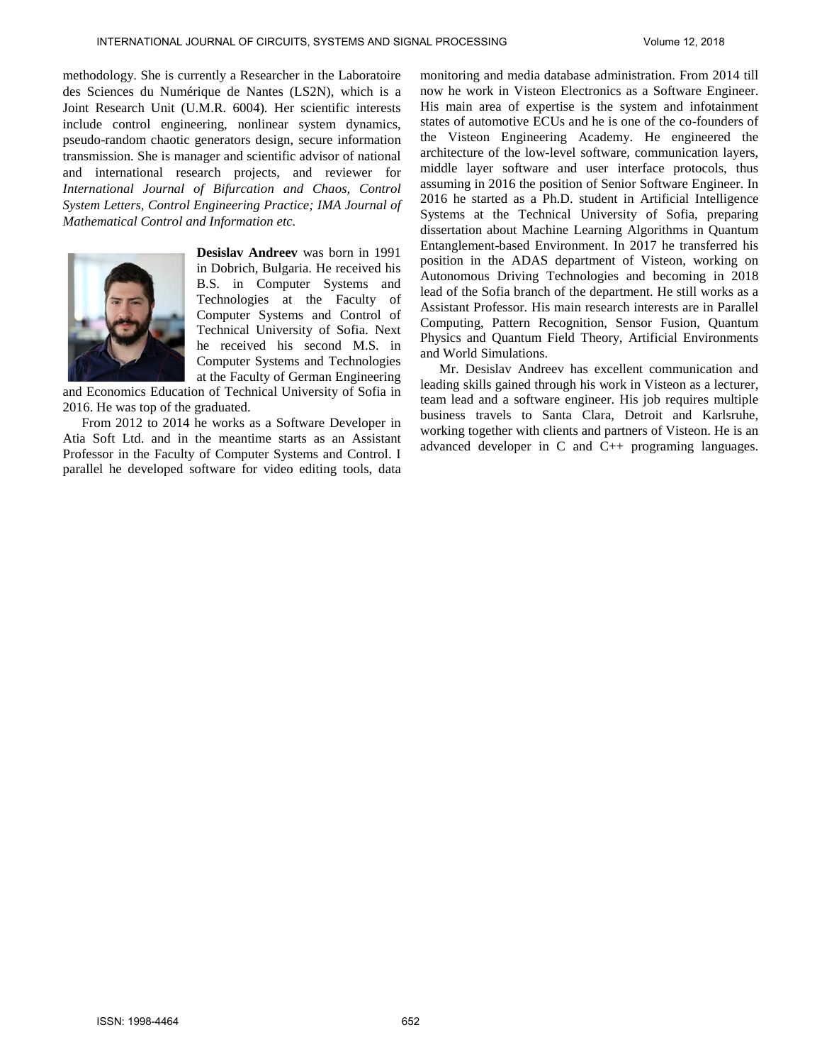methodology. She is currently a Researcher in the Laboratoire des Sciences du Numérique de Nantes (LS2N), which is a Joint Research Unit (U.M.R. 6004). Her scientific interests include control engineering, nonlinear system dynamics, pseudo-random chaotic generators design, secure information transmission. She is manager and scientific advisor of national and international research projects, and reviewer for *International Journal of Bifurcation and Chaos, Control System Letters, Control Engineering Practice; IMA Journal of Mathematical Control and Information etc.*

**Desislav Andreev** was born in 1991 in Dobrich, Bulgaria. He received his B.S. in Computer Systems and Technologies at the Faculty of Computer Systems and Control of Technical University of Sofia. Next he received his second M.S. in Computer Systems and Technologies at the Faculty of German Engineering and Economics Education of Technical University of Sofia in 2016. He was top of the graduated.

From 2012 to 2014 he works as a Software Developer in Atia Soft Ltd. and in the meantime starts as an Assistant Professor in the Faculty of Computer Systems and Control. I parallel he developed software for video editing tools, data monitoring and media database administration. From 2014 till now he work in Visteon Electronics as a Software Engineer. His main area of expertise is the system and infotainment states of automotive ECUs and he is one of the co-founders of the Visteon Engineering Academy. He engineered the architecture of the low-level software, communication layers, middle layer software and user interface protocols, thus assuming in 2016 the position of Senior Software Engineer. In 2016 he started as a Ph.D. student in Artificial Intelligence Systems at the Technical University of Sofia, preparing dissertation about Machine Learning Algorithms in Quantum Entanglement-based Environment. In 2017 he transferred his position in the ADAS department of Visteon, working on Autonomous Driving Technologies and becoming in 2018 lead of the Sofia branch of the department. He still works as a Assistant Professor. His main research interests are in Parallel Computing, Pattern Recognition, Sensor Fusion, Quantum Physics and Quantum Field Theory, Artificial Environments and World Simulations.

Mr. Desislav Andreev has excellent communication and leading skills gained through his work in Visteon as a lecturer, team lead and a software engineer. His job requires multiple business travels to Santa Clara, Detroit and Karlsruhe, working together with clients and partners of Visteon. He is an advanced developer in C and C++ programing languages.